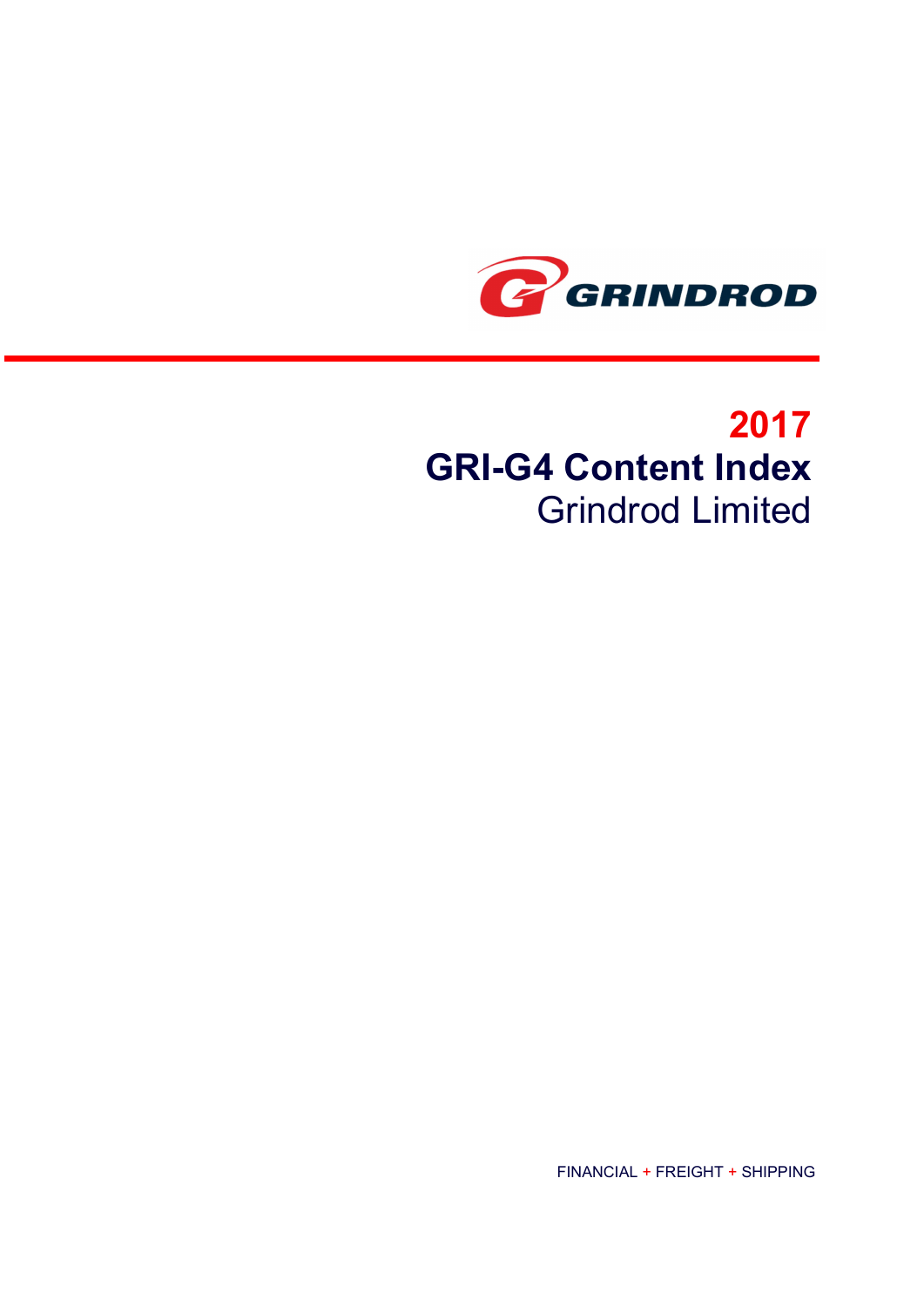GRINDROD

# 2017
# GRI-G4 Content Index
## Grindrod Limited

FINANCIAL + FREIGHT + SHIPPING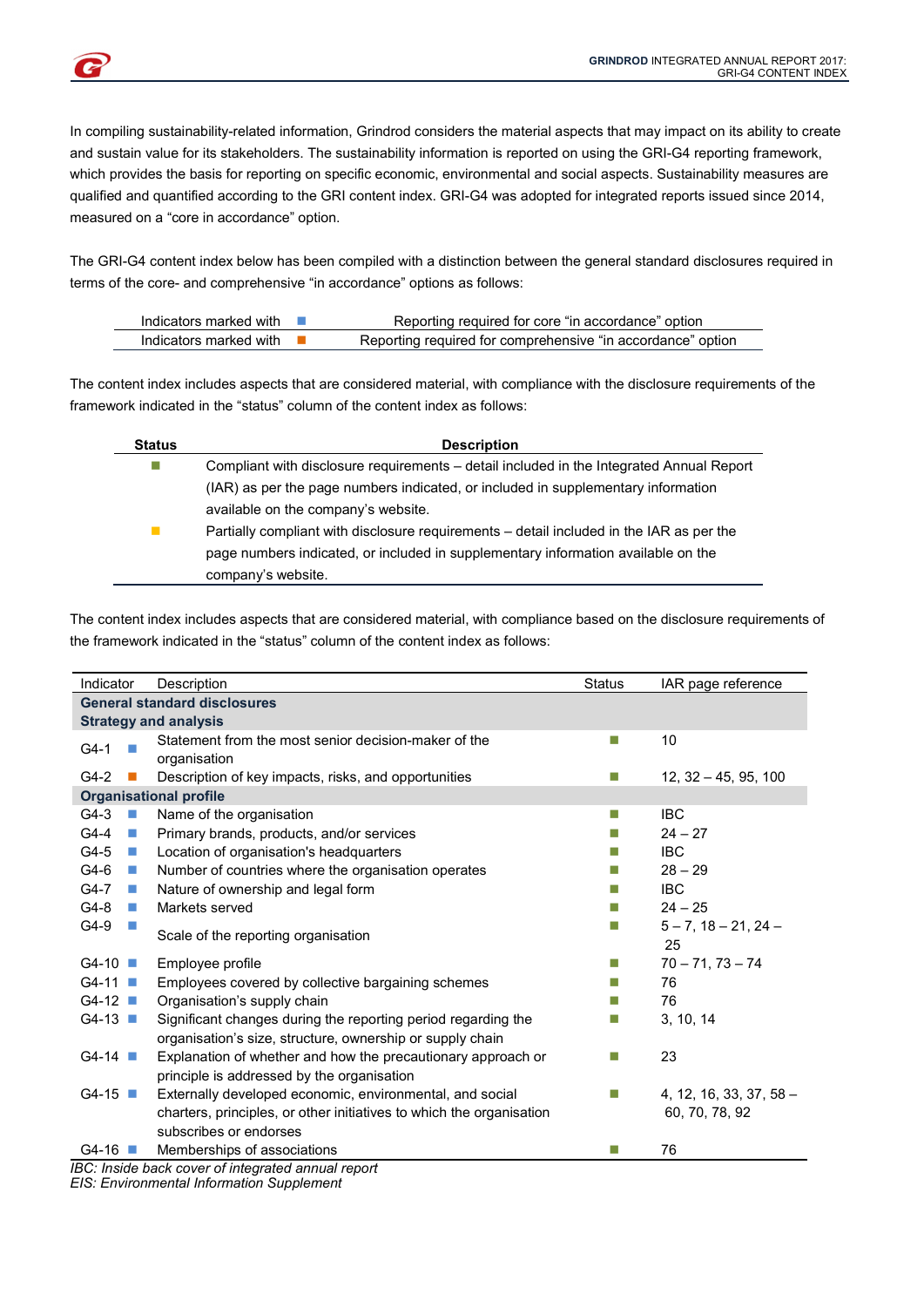In compiling sustainability-related information, Grindrod considers the material aspects that may impact on its ability to create and sustain value for its stakeholders. The sustainability information is reported on using the GRI-G4 reporting framework, which provides the basis for reporting on specific economic, environmental and social aspects. Sustainability measures are qualified and quantified according to the GRI content index. GRI-G4 was adopted for integrated reports issued since 2014, measured on a "core in accordance" option.

The GRI-G4 content index below has been compiled with a distinction between the general standard disclosures required in terms of the core- and comprehensive "in accordance" options as follows:

| | |
|---|---|
| Indicators marked with ■ (blue) | Reporting required for core "in accordance" option |
| Indicators marked with ■ (orange) | Reporting required for comprehensive "in accordance" option |

The content index includes aspects that are considered material, with compliance with the disclosure requirements of the framework indicated in the "status" column of the content index as follows:

| Status | Description |
|---|---|
| ■ (green) | Compliant with disclosure requirements – detail included in the Integrated Annual Report (IAR) as per the page numbers indicated, or included in supplementary information available on the company's website. |
| ■ (yellow) | Partially compliant with disclosure requirements – detail included in the IAR as per the page numbers indicated, or included in supplementary information available on the company's website. |

The content index includes aspects that are considered material, with compliance based on the disclosure requirements of the framework indicated in the "status" column of the content index as follows:

| Indicator | Description | Status | IAR page reference |
|---|---|---|---|
| **General standard disclosures** | | | |
| **Strategy and analysis** | | | |
| G4-1 ■ (blue) | Statement from the most senior decision-maker of the organisation | ■ (green) | 10 |
| G4-2 ■ (orange) | Description of key impacts, risks, and opportunities | ■ (green) | 12, 32 – 45, 95, 100 |
| **Organisational profile** | | | |
| G4-3 ■ (blue) | Name of the organisation | ■ (green) | IBC |
| G4-4 ■ (blue) | Primary brands, products, and/or services | ■ (green) | 24 – 27 |
| G4-5 ■ (blue) | Location of organisation's headquarters | ■ (green) | IBC |
| G4-6 ■ (blue) | Number of countries where the organisation operates | ■ (green) | 28 – 29 |
| G4-7 ■ (blue) | Nature of ownership and legal form | ■ (green) | IBC |
| G4-8 ■ (blue) | Markets served | ■ (green) | 24 – 25 |
| G4-9 ■ (blue) | Scale of the reporting organisation | ■ (green) | 5 – 7, 18 – 21, 24 – 25 |
| G4-10 ■ (blue) | Employee profile | ■ (green) | 70 – 71, 73 – 74 |
| G4-11 ■ (blue) | Employees covered by collective bargaining schemes | ■ (green) | 76 |
| G4-12 ■ (blue) | Organisation's supply chain | ■ (green) | 76 |
| G4-13 ■ (blue) | Significant changes during the reporting period regarding the organisation's size, structure, ownership or supply chain | ■ (green) | 3, 10, 14 |
| G4-14 ■ (blue) | Explanation of whether and how the precautionary approach or principle is addressed by the organisation | ■ (green) | 23 |
| G4-15 ■ (blue) | Externally developed economic, environmental, and social charters, principles, or other initiatives to which the organisation subscribes or endorses | ■ (green) | 4, 12, 16, 33, 37, 58 – 60, 70, 78, 92 |
| G4-16 ■ (blue) | Memberships of associations | ■ (green) | 76 |

*IBC: Inside back cover of integrated annual report*
*EIS: Environmental Information Supplement*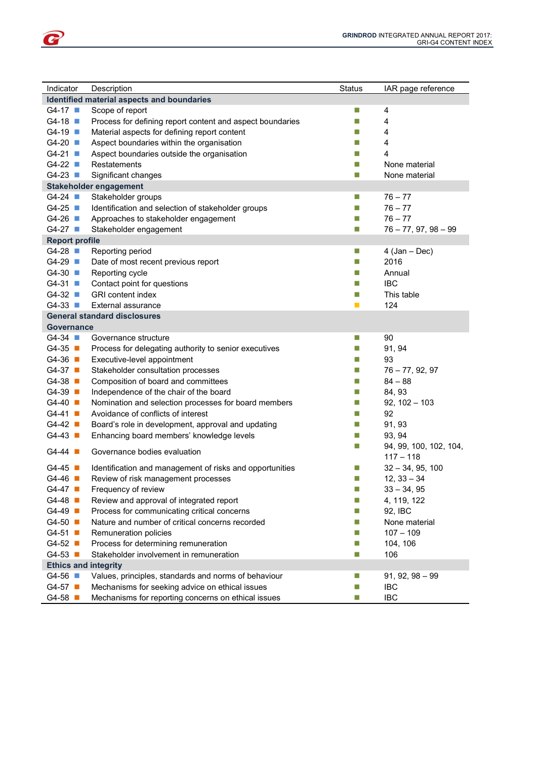| Indicator | Description | Status | IAR page reference |
|---|---|---|---|
| **Identified material aspects and boundaries** | | | |
| G4-17 ■ | Scope of report | ■ | 4 |
| G4-18 ■ | Process for defining report content and aspect boundaries | ■ | 4 |
| G4-19 ■ | Material aspects for defining report content | ■ | 4 |
| G4-20 ■ | Aspect boundaries within the organisation | ■ | 4 |
| G4-21 ■ | Aspect boundaries outside the organisation | ■ | 4 |
| G4-22 ■ | Restatements | ■ | None material |
| G4-23 ■ | Significant changes | ■ | None material |
| **Stakeholder engagement** | | | |
| G4-24 ■ | Stakeholder groups | ■ | 76 – 77 |
| G4-25 ■ | Identification and selection of stakeholder groups | ■ | 76 – 77 |
| G4-26 ■ | Approaches to stakeholder engagement | ■ | 76 – 77 |
| G4-27 ■ | Stakeholder engagement | ■ | 76 – 77, 97, 98 – 99 |
| **Report profile** | | | |
| G4-28 ■ | Reporting period | ■ | 4 (Jan – Dec) |
| G4-29 ■ | Date of most recent previous report | ■ | 2016 |
| G4-30 ■ | Reporting cycle | ■ | Annual |
| G4-31 ■ | Contact point for questions | ■ | IBC |
| G4-32 ■ | GRI content index | ■ | This table |
| G4-33 ■ | External assurance | ■ | 124 |
| **General standard disclosures** | | | |
| **Governance** | | | |
| G4-34 ■ | Governance structure | ■ | 90 |
| G4-35 ■ | Process for delegating authority to senior executives | ■ | 91, 94 |
| G4-36 ■ | Executive-level appointment | ■ | 93 |
| G4-37 ■ | Stakeholder consultation processes | ■ | 76 – 77, 92, 97 |
| G4-38 ■ | Composition of board and committees | ■ | 84 – 88 |
| G4-39 ■ | Independence of the chair of the board | ■ | 84, 93 |
| G4-40 ■ | Nomination and selection processes for board members | ■ | 92, 102 – 103 |
| G4-41 ■ | Avoidance of conflicts of interest | ■ | 92 |
| G4-42 ■ | Board's role in development, approval and updating | ■ | 91, 93 |
| G4-43 ■ | Enhancing board members' knowledge levels | ■ | 93, 94 |
| G4-44 ■ | Governance bodies evaluation | ■ | 94, 99, 100, 102, 104, 117 – 118 |
| G4-45 ■ | Identification and management of risks and opportunities | ■ | 32 – 34, 95, 100 |
| G4-46 ■ | Review of risk management processes | ■ | 12, 33 – 34 |
| G4-47 ■ | Frequency of review | ■ | 33 – 34, 95 |
| G4-48 ■ | Review and approval of integrated report | ■ | 4, 119, 122 |
| G4-49 ■ | Process for communicating critical concerns | ■ | 92, IBC |
| G4-50 ■ | Nature and number of critical concerns recorded | ■ | None material |
| G4-51 ■ | Remuneration policies | ■ | 107 – 109 |
| G4-52 ■ | Process for determining remuneration | ■ | 104, 106 |
| G4-53 ■ | Stakeholder involvement in remuneration | ■ | 106 |
| **Ethics and integrity** | | | |
| G4-56 ■ | Values, principles, standards and norms of behaviour | ■ | 91, 92, 98 – 99 |
| G4-57 ■ | Mechanisms for seeking advice on ethical issues | ■ | IBC |
| G4-58 ■ | Mechanisms for reporting concerns on ethical issues | ■ | IBC |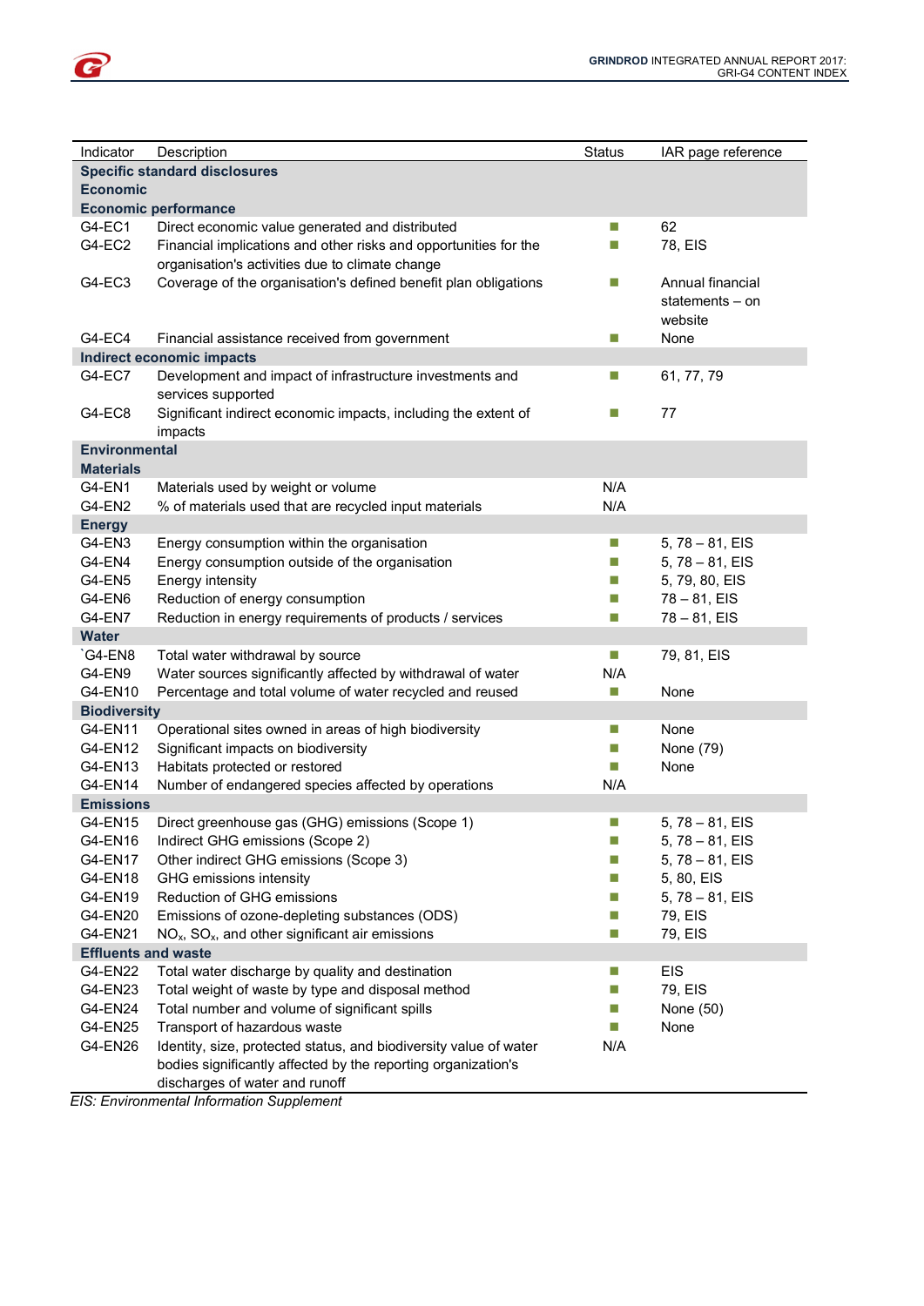| Indicator | Description | Status | IAR page reference |
|---|---|---|---|
| **Specific standard disclosures** | | | |
| **Economic** | | | |
| **Economic performance** | | | |
| G4-EC1 | Direct economic value generated and distributed | ■ | 62 |
| G4-EC2 | Financial implications and other risks and opportunities for the organisation's activities due to climate change | ■ | 78, EIS |
| G4-EC3 | Coverage of the organisation's defined benefit plan obligations | ■ | Annual financial statements – on website |
| G4-EC4 | Financial assistance received from government | ■ | None |
| **Indirect economic impacts** | | | |
| G4-EC7 | Development and impact of infrastructure investments and services supported | ■ | 61, 77, 79 |
| G4-EC8 | Significant indirect economic impacts, including the extent of impacts | ■ | 77 |
| **Environmental** | | | |
| **Materials** | | | |
| G4-EN1 | Materials used by weight or volume | N/A | |
| G4-EN2 | % of materials used that are recycled input materials | N/A | |
| **Energy** | | | |
| G4-EN3 | Energy consumption within the organisation | ■ | 5, 78 – 81, EIS |
| G4-EN4 | Energy consumption outside of the organisation | ■ | 5, 78 – 81, EIS |
| G4-EN5 | Energy intensity | ■ | 5, 79, 80, EIS |
| G4-EN6 | Reduction of energy consumption | ■ | 78 – 81, EIS |
| G4-EN7 | Reduction in energy requirements of products / services | ■ | 78 – 81, EIS |
| **Water** | | | |
| `G4-EN8 | Total water withdrawal by source | ■ | 79, 81, EIS |
| G4-EN9 | Water sources significantly affected by withdrawal of water | N/A | |
| G4-EN10 | Percentage and total volume of water recycled and reused | ■ | None |
| **Biodiversity** | | | |
| G4-EN11 | Operational sites owned in areas of high biodiversity | ■ | None |
| G4-EN12 | Significant impacts on biodiversity | ■ | None (79) |
| G4-EN13 | Habitats protected or restored | ■ | None |
| G4-EN14 | Number of endangered species affected by operations | N/A | |
| **Emissions** | | | |
| G4-EN15 | Direct greenhouse gas (GHG) emissions (Scope 1) | ■ | 5, 78 – 81, EIS |
| G4-EN16 | Indirect GHG emissions (Scope 2) | ■ | 5, 78 – 81, EIS |
| G4-EN17 | Other indirect GHG emissions (Scope 3) | ■ | 5, 78 – 81, EIS |
| G4-EN18 | GHG emissions intensity | ■ | 5, 80, EIS |
| G4-EN19 | Reduction of GHG emissions | ■ | 5, 78 – 81, EIS |
| G4-EN20 | Emissions of ozone-depleting substances (ODS) | ■ | 79, EIS |
| G4-EN21 | $NO_x$, $SO_x$, and other significant air emissions | ■ | 79, EIS |
| **Effluents and waste** | | | |
| G4-EN22 | Total water discharge by quality and destination | ■ | EIS |
| G4-EN23 | Total weight of waste by type and disposal method | ■ | 79, EIS |
| G4-EN24 | Total number and volume of significant spills | ■ | None (50) |
| G4-EN25 | Transport of hazardous waste | ■ | None |
| G4-EN26 | Identity, size, protected status, and biodiversity value of water bodies significantly affected by the reporting organization's discharges of water and runoff | N/A | |

*EIS: Environmental Information Supplement*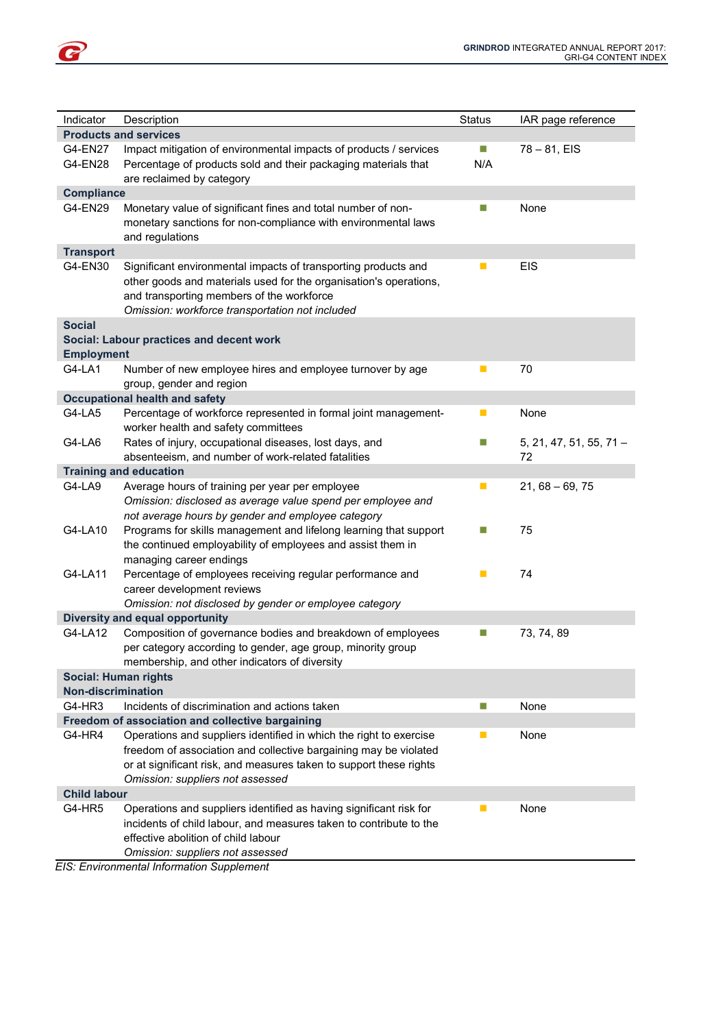| Indicator | Description | Status | IAR page reference |
|---|---|---|---|
| **Products and services** | | | |
| G4-EN27 | Impact mitigation of environmental impacts of products / services | ■ | 78 – 81, EIS |
| G4-EN28 | Percentage of products sold and their packaging materials that are reclaimed by category | N/A | |
| **Compliance** | | | |
| G4-EN29 | Monetary value of significant fines and total number of non-monetary sanctions for non-compliance with environmental laws and regulations | ■ | None |
| **Transport** | | | |
| G4-EN30 | Significant environmental impacts of transporting products and other goods and materials used for the organisation's operations, and transporting members of the workforce *Omission: workforce transportation not included* | ■ | EIS |
| **Social** | | | |
| **Social: Labour practices and decent work** | | | |
| **Employment** | | | |
| G4-LA1 | Number of new employee hires and employee turnover by age group, gender and region | ■ | 70 |
| **Occupational health and safety** | | | |
| G4-LA5 | Percentage of workforce represented in formal joint management-worker health and safety committees | ■ | None |
| G4-LA6 | Rates of injury, occupational diseases, lost days, and absenteeism, and number of work-related fatalities | ■ | 5, 21, 47, 51, 55, 71 – 72 |
| **Training and education** | | | |
| G4-LA9 | Average hours of training per year per employee *Omission: disclosed as average value spend per employee and not average hours by gender and employee category* | ■ | 21, 68 – 69, 75 |
| G4-LA10 | Programs for skills management and lifelong learning that support the continued employability of employees and assist them in managing career endings | ■ | 75 |
| G4-LA11 | Percentage of employees receiving regular performance and career development reviews *Omission: not disclosed by gender or employee category* | ■ | 74 |
| **Diversity and equal opportunity** | | | |
| G4-LA12 | Composition of governance bodies and breakdown of employees per category according to gender, age group, minority group membership, and other indicators of diversity | ■ | 73, 74, 89 |
| **Social: Human rights** | | | |
| **Non-discrimination** | | | |
| G4-HR3 | Incidents of discrimination and actions taken | ■ | None |
| **Freedom of association and collective bargaining** | | | |
| G4-HR4 | Operations and suppliers identified in which the right to exercise freedom of association and collective bargaining may be violated or at significant risk, and measures taken to support these rights *Omission: suppliers not assessed* | ■ | None |
| **Child labour** | | | |
| G4-HR5 | Operations and suppliers identified as having significant risk for incidents of child labour, and measures taken to contribute to the effective abolition of child labour *Omission: suppliers not assessed* | ■ | None |

*EIS: Environmental Information Supplement*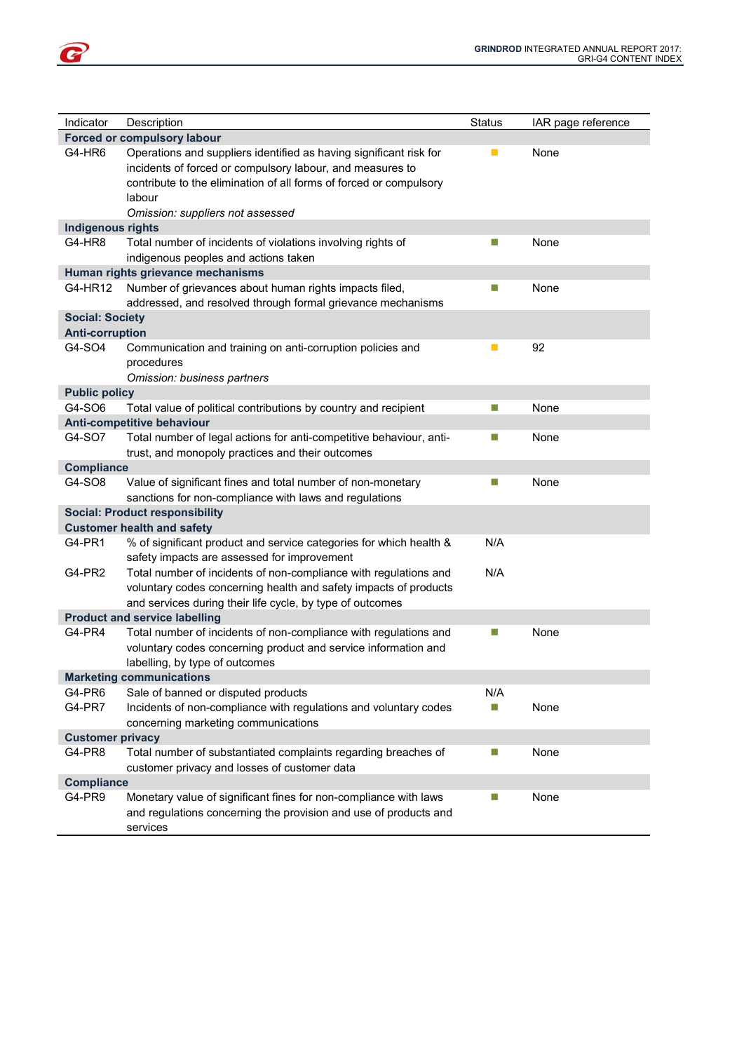| Indicator | Description | Status | IAR page reference |
|---|---|---|---|
| **Forced or compulsory labour** | | | |
| G4-HR6 | Operations and suppliers identified as having significant risk for incidents of forced or compulsory labour, and measures to contribute to the elimination of all forms of forced or compulsory labour<br>*Omission: suppliers not assessed* | ■ | None |
| **Indigenous rights** | | | |
| G4-HR8 | Total number of incidents of violations involving rights of indigenous peoples and actions taken | ■ | None |
| **Human rights grievance mechanisms** | | | |
| G4-HR12 | Number of grievances about human rights impacts filed, addressed, and resolved through formal grievance mechanisms | ■ | None |
| **Social: Society** | | | |
| **Anti-corruption** | | | |
| G4-SO4 | Communication and training on anti-corruption policies and procedures<br>*Omission: business partners* | ■ | 92 |
| **Public policy** | | | |
| G4-SO6 | Total value of political contributions by country and recipient | ■ | None |
| **Anti-competitive behaviour** | | | |
| G4-SO7 | Total number of legal actions for anti-competitive behaviour, anti-trust, and monopoly practices and their outcomes | ■ | None |
| **Compliance** | | | |
| G4-SO8 | Value of significant fines and total number of non-monetary sanctions for non-compliance with laws and regulations | ■ | None |
| **Social: Product responsibility** | | | |
| **Customer health and safety** | | | |
| G4-PR1 | % of significant product and service categories for which health & safety impacts are assessed for improvement | N/A | |
| G4-PR2 | Total number of incidents of non-compliance with regulations and voluntary codes concerning health and safety impacts of products and services during their life cycle, by type of outcomes | N/A | |
| **Product and service labelling** | | | |
| G4-PR4 | Total number of incidents of non-compliance with regulations and voluntary codes concerning product and service information and labelling, by type of outcomes | ■ | None |
| **Marketing communications** | | | |
| G4-PR6 | Sale of banned or disputed products | N/A | |
| G4-PR7 | Incidents of non-compliance with regulations and voluntary codes concerning marketing communications | ■ | None |
| **Customer privacy** | | | |
| G4-PR8 | Total number of substantiated complaints regarding breaches of customer privacy and losses of customer data | ■ | None |
| **Compliance** | | | |
| G4-PR9 | Monetary value of significant fines for non-compliance with laws and regulations concerning the provision and use of products and services | ■ | None |